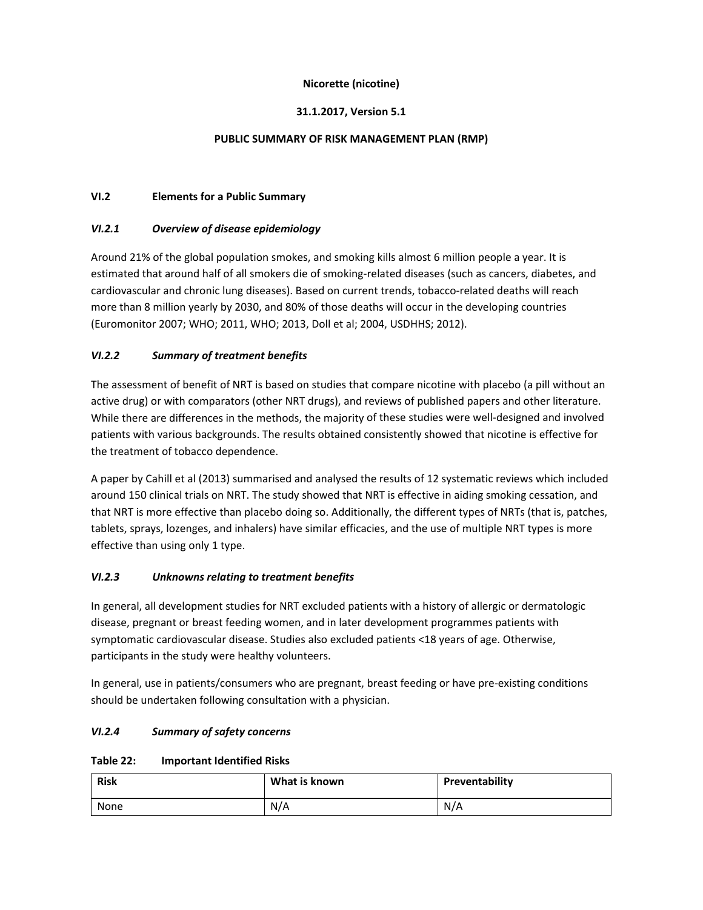**Nicorette (nicotine)**

**31.1.2017, Version 5.1**

**PUBLIC SUMMARY OF RISK MANAGEMENT PLAN (RMP)**

## VI.2 Elements for a Public Summary

### *VI.2.1 Overview of disease epidemiology*

Around 21% of the global population smokes, and smoking kills almost 6 million people a year. It is estimated that around half of all smokers die of smoking-related diseases (such as cancers, diabetes, and cardiovascular and chronic lung diseases). Based on current trends, tobacco-related deaths will reach more than 8 million yearly by 2030, and 80% of those deaths will occur in the developing countries (Euromonitor 2007; WHO; 2011, WHO; 2013, Doll et al; 2004, USDHHS; 2012).

### *VI.2.2 Summary of treatment benefits*

The assessment of benefit of NRT is based on studies that compare nicotine with placebo (a pill without an active drug) or with comparators (other NRT drugs), and reviews of published papers and other literature. While there are differences in the methods, the majority of these studies were well-designed and involved patients with various backgrounds. The results obtained consistently showed that nicotine is effective for the treatment of tobacco dependence.

A paper by Cahill et al (2013) summarised and analysed the results of 12 systematic reviews which included around 150 clinical trials on NRT. The study showed that NRT is effective in aiding smoking cessation, and that NRT is more effective than placebo doing so. Additionally, the different types of NRTs (that is, patches, tablets, sprays, lozenges, and inhalers) have similar efficacies, and the use of multiple NRT types is more effective than using only 1 type.

### *VI.2.3 Unknowns relating to treatment benefits*

In general, all development studies for NRT excluded patients with a history of allergic or dermatologic disease, pregnant or breast feeding women, and in later development programmes patients with symptomatic cardiovascular disease. Studies also excluded patients <18 years of age. Otherwise, participants in the study were healthy volunteers.

In general, use in patients/consumers who are pregnant, breast feeding or have pre-existing conditions should be undertaken following consultation with a physician.

### *VI.2.4 Summary of safety concerns*

**Table 22: Important Identified Risks**

| Risk | What is known | Preventability |
|---|---|---|
| None | N/A | N/A |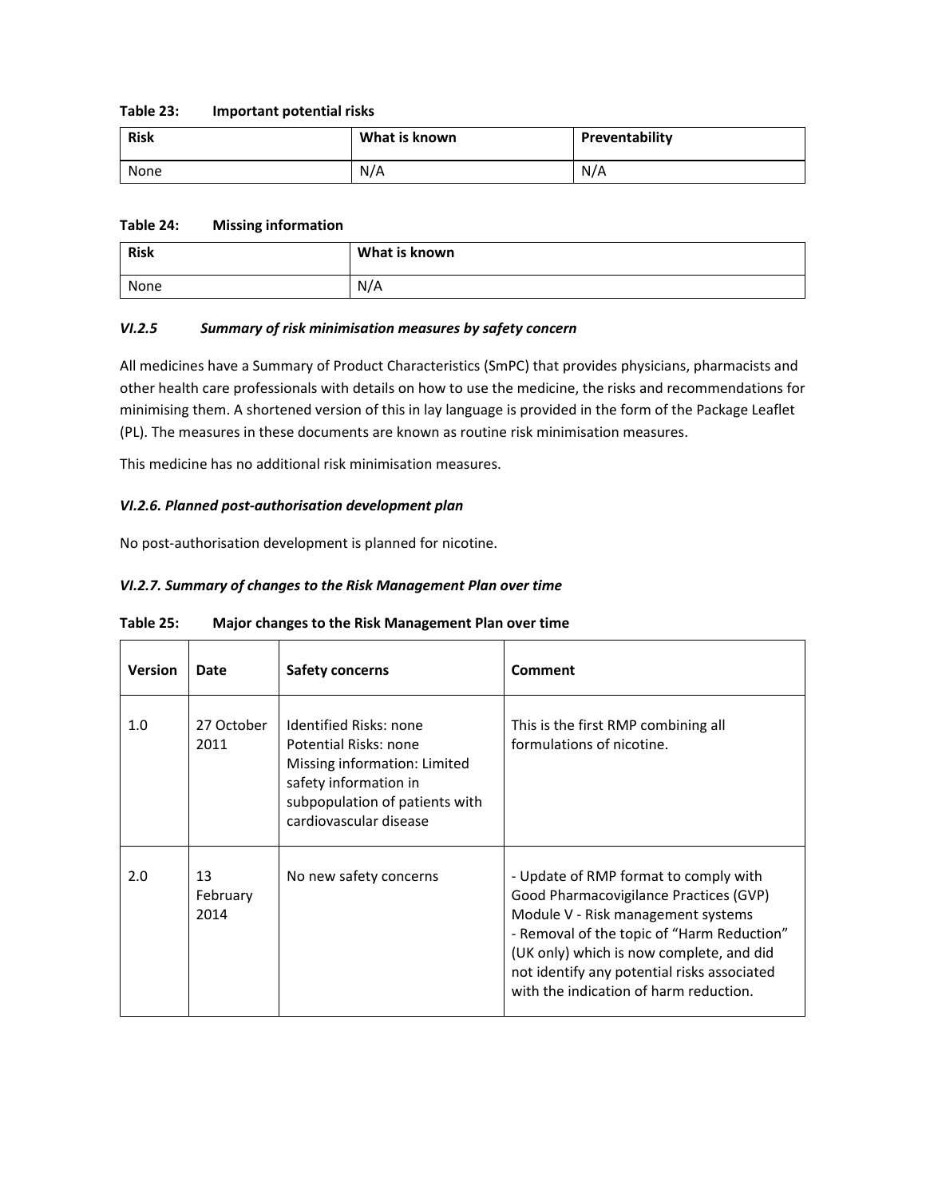**Table 23: Important potential risks**

| Risk | What is known | Preventability |
|---|---|---|
| None | N/A | N/A |

**Table 24: Missing information**

| Risk | What is known |
|---|---|
| None | N/A |

### *VI.2.5 Summary of risk minimisation measures by safety concern*

All medicines have a Summary of Product Characteristics (SmPC) that provides physicians, pharmacists and other health care professionals with details on how to use the medicine, the risks and recommendations for minimising them. A shortened version of this in lay language is provided in the form of the Package Leaflet (PL). The measures in these documents are known as routine risk minimisation measures.

This medicine has no additional risk minimisation measures.

### *VI.2.6. Planned post-authorisation development plan*

No post-authorisation development is planned for nicotine.

### *VI.2.7. Summary of changes to the Risk Management Plan over time*

**Table 25: Major changes to the Risk Management Plan over time**

| Version | Date | Safety concerns | Comment |
|---|---|---|---|
| 1.0 | 27 October 2011 | Identified Risks: none<br>Potential Risks: none<br>Missing information: Limited safety information in subpopulation of patients with cardiovascular disease | This is the first RMP combining all formulations of nicotine. |
| 2.0 | 13 February 2014 | No new safety concerns | - Update of RMP format to comply with Good Pharmacovigilance Practices (GVP) Module V - Risk management systems<br>- Removal of the topic of "Harm Reduction" (UK only) which is now complete, and did not identify any potential risks associated with the indication of harm reduction. |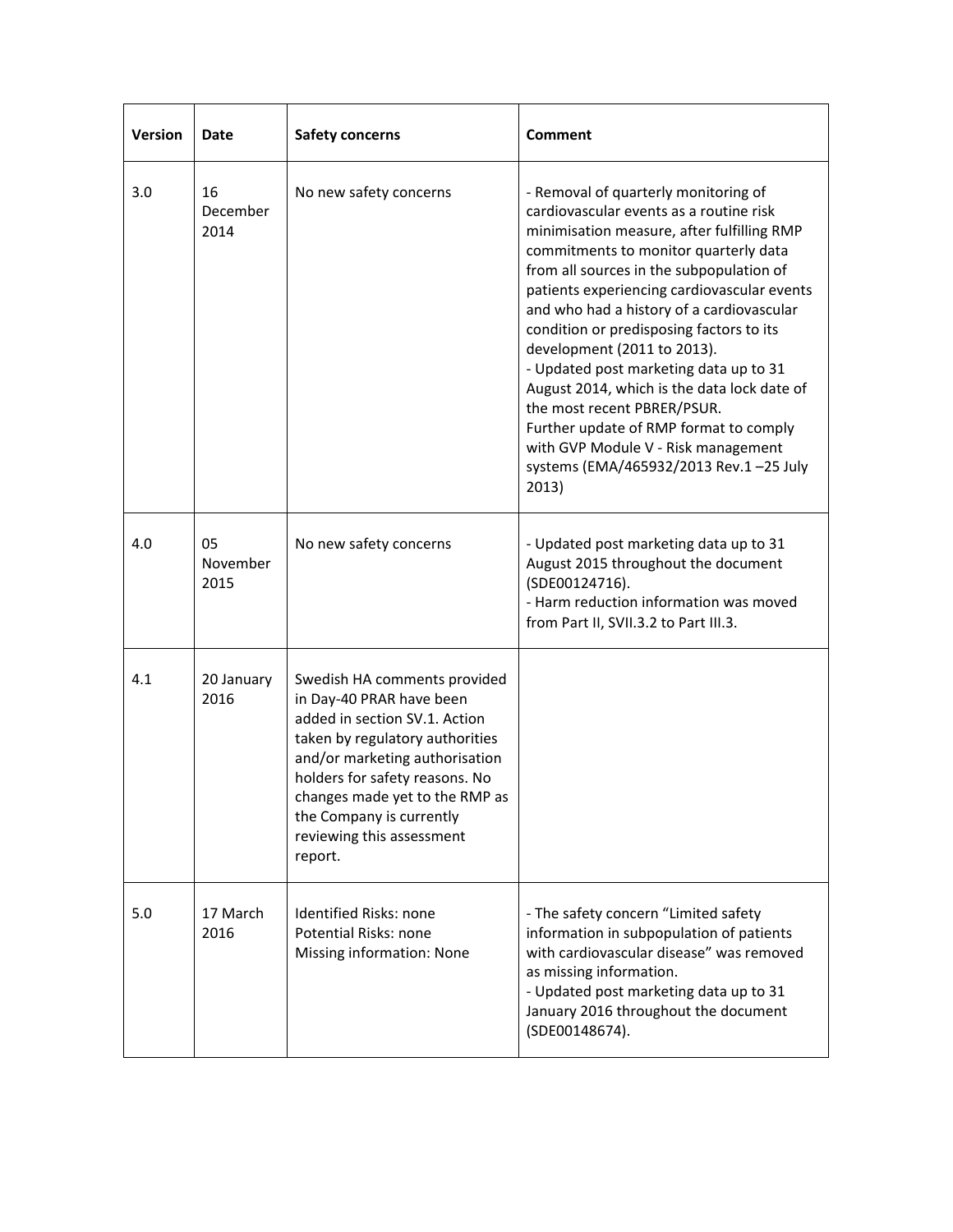| Version | Date | Safety concerns | Comment |
|---|---|---|---|
| 3.0 | 16 December 2014 | No new safety concerns | - Removal of quarterly monitoring of cardiovascular events as a routine risk minimisation measure, after fulfilling RMP commitments to monitor quarterly data from all sources in the subpopulation of patients experiencing cardiovascular events and who had a history of a cardiovascular condition or predisposing factors to its development (2011 to 2013).<br>- Updated post marketing data up to 31 August 2014, which is the data lock date of the most recent PBRER/PSUR.<br>Further update of RMP format to comply with GVP Module V - Risk management systems (EMA/465932/2013 Rev.1 –25 July 2013) |
| 4.0 | 05 November 2015 | No new safety concerns | - Updated post marketing data up to 31 August 2015 throughout the document (SDE00124716).<br>- Harm reduction information was moved from Part II, SVII.3.2 to Part III.3. |
| 4.1 | 20 January 2016 | Swedish HA comments provided in Day-40 PRAR have been added in section SV.1. Action taken by regulatory authorities and/or marketing authorisation holders for safety reasons. No changes made yet to the RMP as the Company is currently reviewing this assessment report. | |
| 5.0 | 17 March 2016 | Identified Risks: none<br>Potential Risks: none<br>Missing information: None | - The safety concern "Limited safety information in subpopulation of patients with cardiovascular disease" was removed as missing information.<br>- Updated post marketing data up to 31 January 2016 throughout the document (SDE00148674). |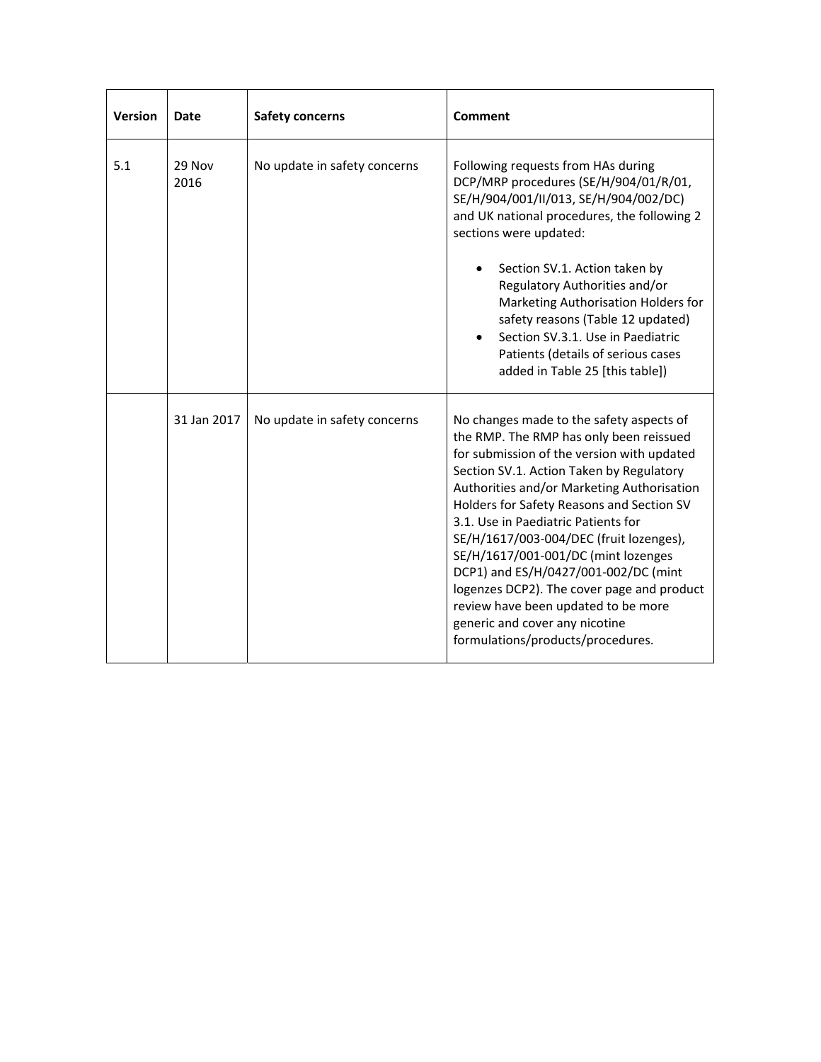| Version | Date | Safety concerns | Comment |
|---|---|---|---|
| 5.1 | 29 Nov 2016 | No update in safety concerns | Following requests from HAs during DCP/MRP procedures (SE/H/904/01/R/01, SE/H/904/001/II/013, SE/H/904/002/DC) and UK national procedures, the following 2 sections were updated: <br>• Section SV.1. Action taken by Regulatory Authorities and/or Marketing Authorisation Holders for safety reasons (Table 12 updated) <br>• Section SV.3.1. Use in Paediatric Patients (details of serious cases added in Table 25 [this table]) |
| | 31 Jan 2017 | No update in safety concerns | No changes made to the safety aspects of the RMP. The RMP has only been reissued for submission of the version with updated Section SV.1. Action Taken by Regulatory Authorities and/or Marketing Authorisation Holders for Safety Reasons and Section SV 3.1. Use in Paediatric Patients for SE/H/1617/003-004/DEC (fruit lozenges), SE/H/1617/001-001/DC (mint lozenges DCP1) and ES/H/0427/001-002/DC (mint logenzes DCP2). The cover page and product review have been updated to be more generic and cover any nicotine formulations/products/procedures. |